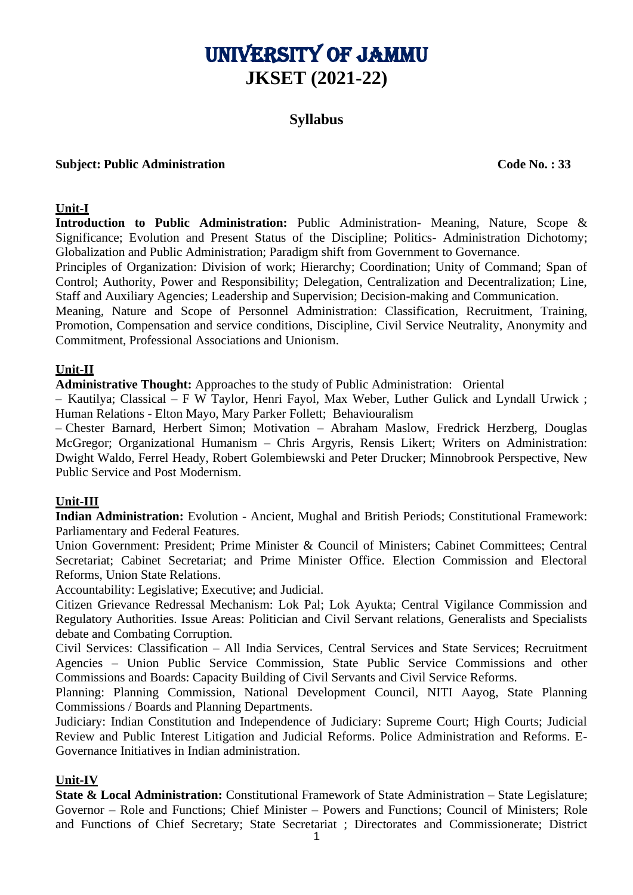# UNIVERSITY OF JAMMU

# JKSET (2021-22)

## Syllabus

**Subject: Public Administration** **Code No. : 33**

### Unit-I

**Introduction to Public Administration:** Public Administration- Meaning, Nature, Scope & Significance; Evolution and Present Status of the Discipline; Politics- Administration Dichotomy; Globalization and Public Administration; Paradigm shift from Government to Governance.

Principles of Organization: Division of work; Hierarchy; Coordination; Unity of Command; Span of Control; Authority, Power and Responsibility; Delegation, Centralization and Decentralization; Line, Staff and Auxiliary Agencies; Leadership and Supervision; Decision-making and Communication.

Meaning, Nature and Scope of Personnel Administration: Classification, Recruitment, Training, Promotion, Compensation and service conditions, Discipline, Civil Service Neutrality, Anonymity and Commitment, Professional Associations and Unionism.

### Unit-II

**Administrative Thought:** Approaches to the study of Public Administration: Oriental – Kautilya; Classical – F W Taylor, Henri Fayol, Max Weber, Luther Gulick and Lyndall Urwick ; Human Relations - Elton Mayo, Mary Parker Follett; Behaviouralism – Chester Barnard, Herbert Simon; Motivation – Abraham Maslow, Fredrick Herzberg, Douglas McGregor; Organizational Humanism – Chris Argyris, Rensis Likert; Writers on Administration: Dwight Waldo, Ferrel Heady, Robert Golembiewski and Peter Drucker; Minnobrook Perspective, New Public Service and Post Modernism.

### Unit-III

**Indian Administration:** Evolution - Ancient, Mughal and British Periods; Constitutional Framework: Parliamentary and Federal Features.

Union Government: President; Prime Minister & Council of Ministers; Cabinet Committees; Central Secretariat; Cabinet Secretariat; and Prime Minister Office. Election Commission and Electoral Reforms, Union State Relations.

Accountability: Legislative; Executive; and Judicial.

Citizen Grievance Redressal Mechanism: Lok Pal; Lok Ayukta; Central Vigilance Commission and Regulatory Authorities. Issue Areas: Politician and Civil Servant relations, Generalists and Specialists debate and Combating Corruption.

Civil Services: Classification – All India Services, Central Services and State Services; Recruitment Agencies – Union Public Service Commission, State Public Service Commissions and other Commissions and Boards: Capacity Building of Civil Servants and Civil Service Reforms.

Planning: Planning Commission, National Development Council, NITI Aayog, State Planning Commissions / Boards and Planning Departments.

Judiciary: Indian Constitution and Independence of Judiciary: Supreme Court; High Courts; Judicial Review and Public Interest Litigation and Judicial Reforms. Police Administration and Reforms. E-Governance Initiatives in Indian administration.

### Unit-IV

**State & Local Administration:** Constitutional Framework of State Administration – State Legislature; Governor – Role and Functions; Chief Minister – Powers and Functions; Council of Ministers; Role and Functions of Chief Secretary; State Secretariat ; Directorates and Commissionerate; District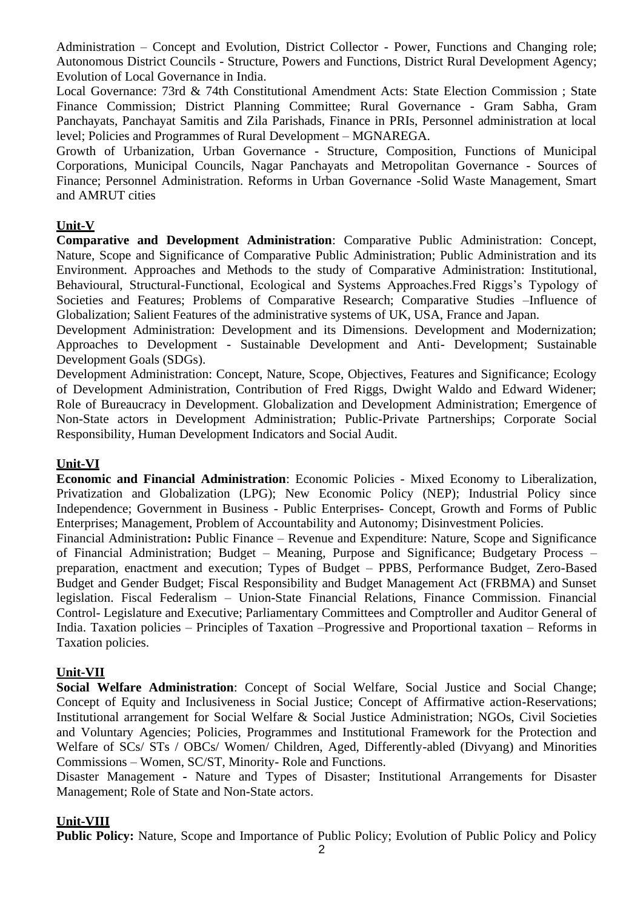Administration – Concept and Evolution, District Collector - Power, Functions and Changing role; Autonomous District Councils - Structure, Powers and Functions, District Rural Development Agency; Evolution of Local Governance in India.

Local Governance: 73rd & 74th Constitutional Amendment Acts: State Election Commission ; State Finance Commission; District Planning Committee; Rural Governance - Gram Sabha, Gram Panchayats, Panchayat Samitis and Zila Parishads, Finance in PRIs, Personnel administration at local level; Policies and Programmes of Rural Development – MGNAREGA.

Growth of Urbanization, Urban Governance - Structure, Composition, Functions of Municipal Corporations, Municipal Councils, Nagar Panchayats and Metropolitan Governance - Sources of Finance; Personnel Administration. Reforms in Urban Governance -Solid Waste Management, Smart and AMRUT cities

## Unit-V

**Comparative and Development Administration**: Comparative Public Administration: Concept, Nature, Scope and Significance of Comparative Public Administration; Public Administration and its Environment. Approaches and Methods to the study of Comparative Administration: Institutional, Behavioural, Structural-Functional, Ecological and Systems Approaches.Fred Riggs's Typology of Societies and Features; Problems of Comparative Research; Comparative Studies –Influence of Globalization; Salient Features of the administrative systems of UK, USA, France and Japan.

Development Administration: Development and its Dimensions. Development and Modernization; Approaches to Development - Sustainable Development and Anti- Development; Sustainable Development Goals (SDGs).

Development Administration: Concept, Nature, Scope, Objectives, Features and Significance; Ecology of Development Administration, Contribution of Fred Riggs, Dwight Waldo and Edward Widener; Role of Bureaucracy in Development. Globalization and Development Administration; Emergence of Non-State actors in Development Administration; Public-Private Partnerships; Corporate Social Responsibility, Human Development Indicators and Social Audit.

## Unit-VI

**Economic and Financial Administration**: Economic Policies - Mixed Economy to Liberalization, Privatization and Globalization (LPG); New Economic Policy (NEP); Industrial Policy since Independence; Government in Business - Public Enterprises- Concept, Growth and Forms of Public Enterprises; Management, Problem of Accountability and Autonomy; Disinvestment Policies.

Financial Administration**:** Public Finance – Revenue and Expenditure: Nature, Scope and Significance of Financial Administration; Budget – Meaning, Purpose and Significance; Budgetary Process – preparation, enactment and execution; Types of Budget – PPBS, Performance Budget, Zero-Based Budget and Gender Budget; Fiscal Responsibility and Budget Management Act (FRBMA) and Sunset legislation. Fiscal Federalism – Union-State Financial Relations, Finance Commission. Financial Control- Legislature and Executive; Parliamentary Committees and Comptroller and Auditor General of India. Taxation policies – Principles of Taxation –Progressive and Proportional taxation – Reforms in Taxation policies.

## Unit-VII

**Social Welfare Administration**: Concept of Social Welfare, Social Justice and Social Change; Concept of Equity and Inclusiveness in Social Justice; Concept of Affirmative action-Reservations; Institutional arrangement for Social Welfare & Social Justice Administration; NGOs, Civil Societies and Voluntary Agencies; Policies, Programmes and Institutional Framework for the Protection and Welfare of SCs/ STs / OBCs/ Women/ Children, Aged, Differently-abled (Divyang) and Minorities Commissions – Women, SC/ST, Minority- Role and Functions.

Disaster Management - Nature and Types of Disaster; Institutional Arrangements for Disaster Management; Role of State and Non-State actors.

## Unit-VIII

**Public Policy:** Nature, Scope and Importance of Public Policy; Evolution of Public Policy and Policy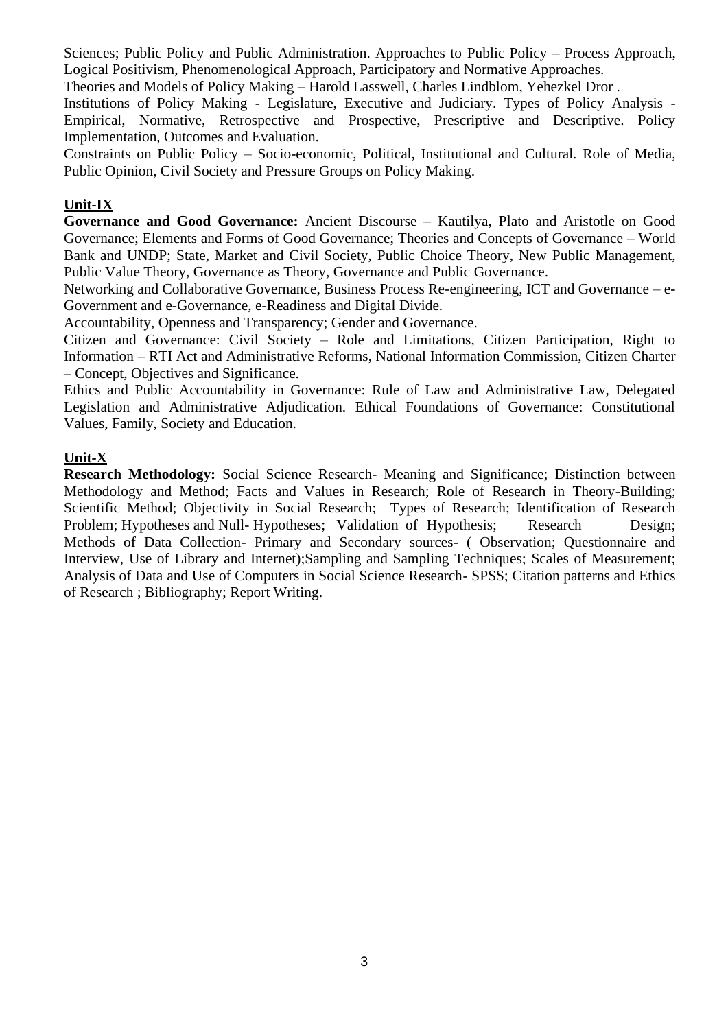Sciences; Public Policy and Public Administration. Approaches to Public Policy – Process Approach, Logical Positivism, Phenomenological Approach, Participatory and Normative Approaches.

Theories and Models of Policy Making – Harold Lasswell, Charles Lindblom, Yehezkel Dror .

Institutions of Policy Making - Legislature, Executive and Judiciary. Types of Policy Analysis - Empirical, Normative, Retrospective and Prospective, Prescriptive and Descriptive. Policy Implementation, Outcomes and Evaluation.

Constraints on Public Policy – Socio-economic, Political, Institutional and Cultural. Role of Media, Public Opinion, Civil Society and Pressure Groups on Policy Making.

## Unit-IX

**Governance and Good Governance:** Ancient Discourse – Kautilya, Plato and Aristotle on Good Governance; Elements and Forms of Good Governance; Theories and Concepts of Governance – World Bank and UNDP; State, Market and Civil Society, Public Choice Theory, New Public Management, Public Value Theory, Governance as Theory, Governance and Public Governance.

Networking and Collaborative Governance, Business Process Re-engineering, ICT and Governance – e-Government and e-Governance, e-Readiness and Digital Divide.

Accountability, Openness and Transparency; Gender and Governance.

Citizen and Governance: Civil Society – Role and Limitations, Citizen Participation, Right to Information – RTI Act and Administrative Reforms, National Information Commission, Citizen Charter – Concept, Objectives and Significance.

Ethics and Public Accountability in Governance: Rule of Law and Administrative Law, Delegated Legislation and Administrative Adjudication. Ethical Foundations of Governance: Constitutional Values, Family, Society and Education.

## Unit-X

**Research Methodology:** Social Science Research- Meaning and Significance; Distinction between Methodology and Method; Facts and Values in Research; Role of Research in Theory-Building; Scientific Method; Objectivity in Social Research; Types of Research; Identification of Research Problem; Hypotheses and Null- Hypotheses; Validation of Hypothesis; Research Design; Methods of Data Collection- Primary and Secondary sources- ( Observation; Questionnaire and Interview, Use of Library and Internet);Sampling and Sampling Techniques; Scales of Measurement; Analysis of Data and Use of Computers in Social Science Research- SPSS; Citation patterns and Ethics of Research ; Bibliography; Report Writing.